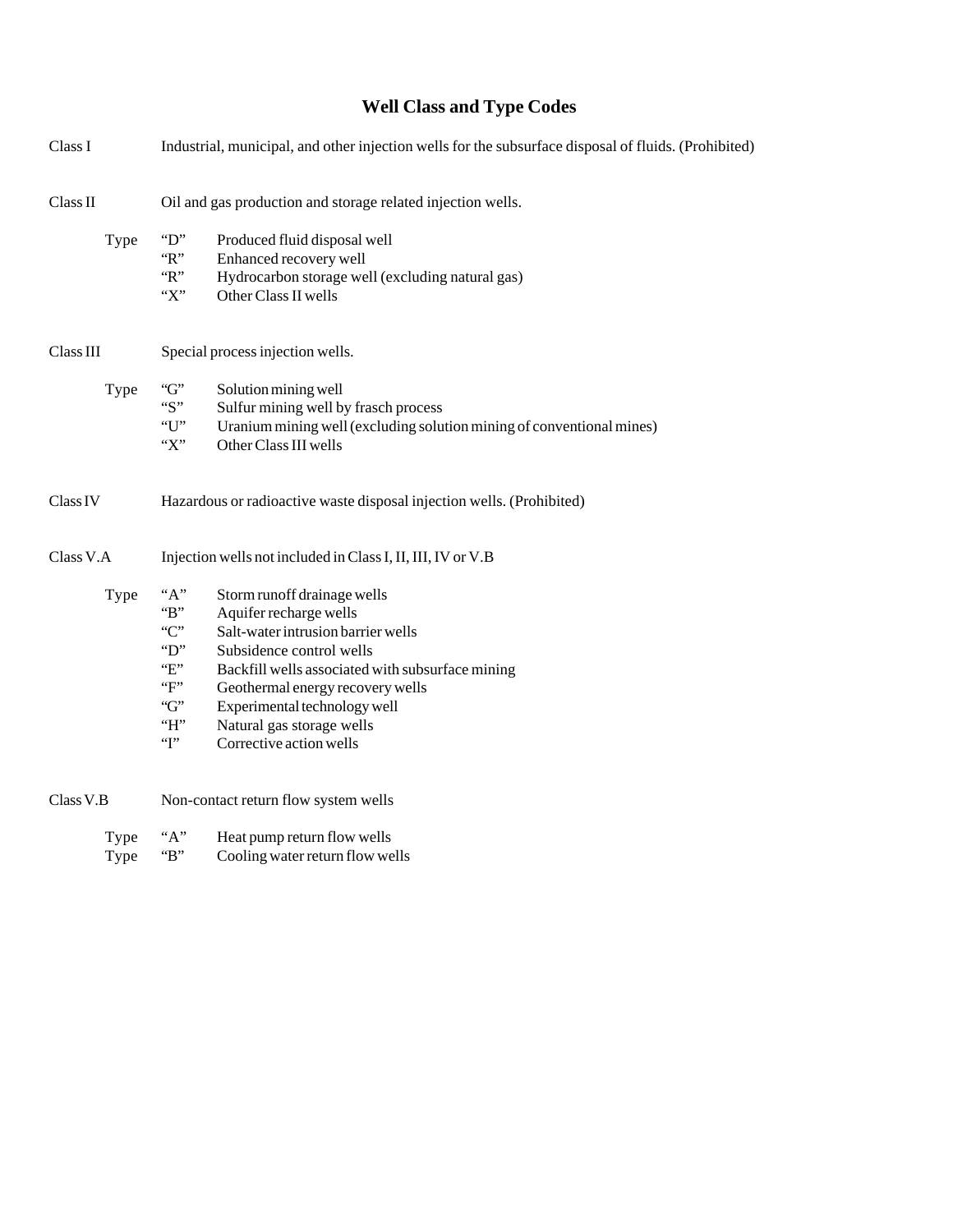# Well Class and Type Codes

Class I — Industrial, municipal, and other injection wells for the subsurface disposal of fluids. (Prohibited)

Class II — Oil and gas production and storage related injection wells.

| | | |
|---|---|---|
| Type | "D" | Produced fluid disposal well |
| | "R" | Enhanced recovery well |
| | "R" | Hydrocarbon storage well (excluding natural gas) |
| | "X" | Other Class II wells |

Class III — Special process injection wells.

| | | |
|---|---|---|
| Type | "G" | Solution mining well |
| | "S" | Sulfur mining well by frasch process |
| | "U" | Uranium mining well (excluding solution mining of conventional mines) |
| | "X" | Other Class III wells |

Class IV — Hazardous or radioactive waste disposal injection wells. (Prohibited)

Class V.A — Injection wells not included in Class I, II, III, IV or V.B

| | | |
|---|---|---|
| Type | "A" | Storm runoff drainage wells |
| | "B" | Aquifer recharge wells |
| | "C" | Salt-water intrusion barrier wells |
| | "D" | Subsidence control wells |
| | "E" | Backfill wells associated with subsurface mining |
| | "F" | Geothermal energy recovery wells |
| | "G" | Experimental technology well |
| | "H" | Natural gas storage wells |
| | "I" | Corrective action wells |

Class V.B — Non-contact return flow system wells

| | | |
|---|---|---|
| Type | "A" | Heat pump return flow wells |
| Type | "B" | Cooling water return flow wells |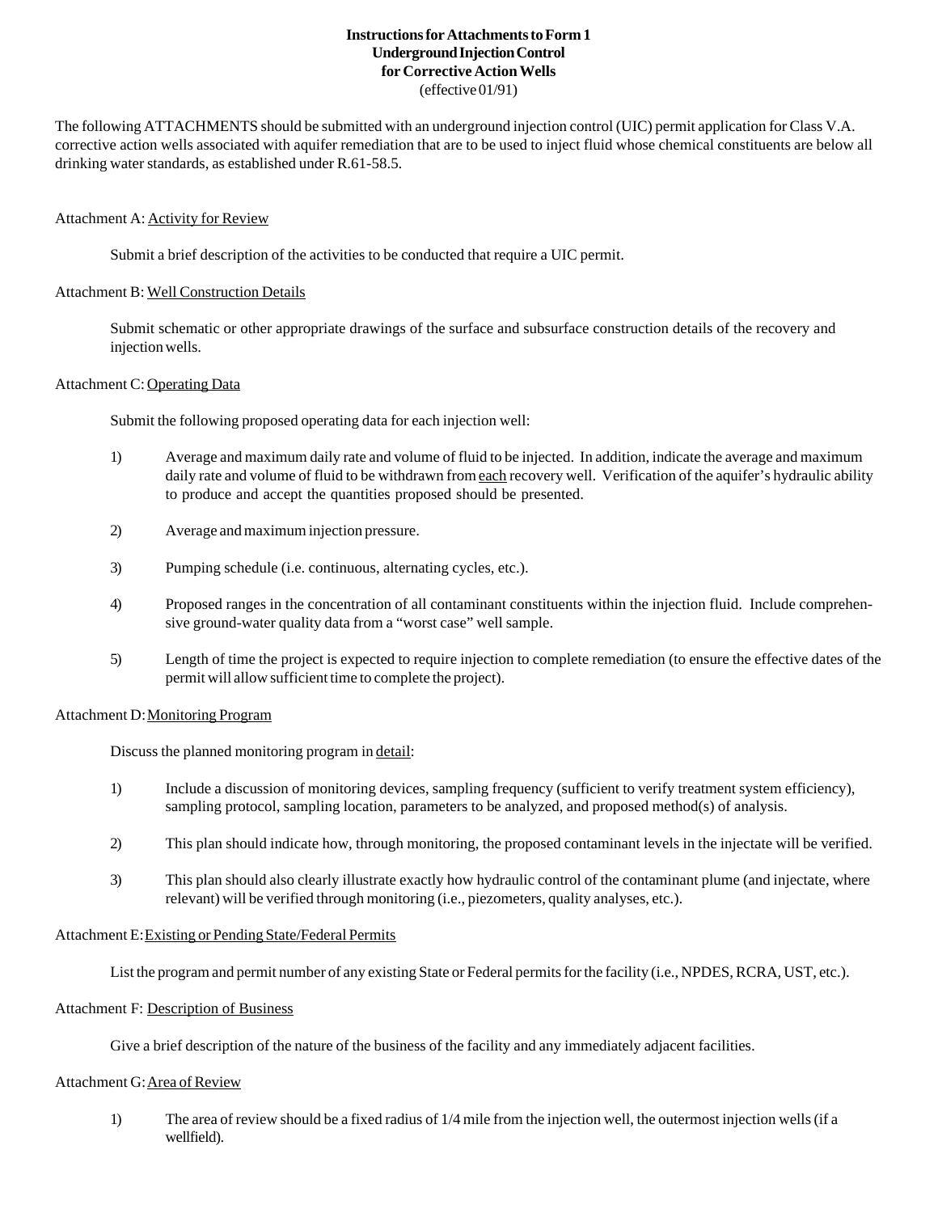**Instructions for Attachments to Form 1**
**Underground Injection Control**
**for Corrective Action Wells**
(effective 01/91)

The following ATTACHMENTS should be submitted with an underground injection control (UIC) permit application for Class V.A. corrective action wells associated with aquifer remediation that are to be used to inject fluid whose chemical constituents are below all drinking water standards, as established under R.61-58.5.

Attachment A: Activity for Review

Submit a brief description of the activities to be conducted that require a UIC permit.

Attachment B: Well Construction Details

Submit schematic or other appropriate drawings of the surface and subsurface construction details of the recovery and injection wells.

Attachment C: Operating Data

Submit the following proposed operating data for each injection well:

1) Average and maximum daily rate and volume of fluid to be injected. In addition, indicate the average and maximum daily rate and volume of fluid to be withdrawn from each recovery well. Verification of the aquifer's hydraulic ability to produce and accept the quantities proposed should be presented.

2) Average and maximum injection pressure.

3) Pumping schedule (i.e. continuous, alternating cycles, etc.).

4) Proposed ranges in the concentration of all contaminant constituents within the injection fluid. Include comprehensive ground-water quality data from a "worst case" well sample.

5) Length of time the project is expected to require injection to complete remediation (to ensure the effective dates of the permit will allow sufficient time to complete the project).

Attachment D: Monitoring Program

Discuss the planned monitoring program in detail:

1) Include a discussion of monitoring devices, sampling frequency (sufficient to verify treatment system efficiency), sampling protocol, sampling location, parameters to be analyzed, and proposed method(s) of analysis.

2) This plan should indicate how, through monitoring, the proposed contaminant levels in the injectate will be verified.

3) This plan should also clearly illustrate exactly how hydraulic control of the contaminant plume (and injectate, where relevant) will be verified through monitoring (i.e., piezometers, quality analyses, etc.).

Attachment E: Existing or Pending State/Federal Permits

List the program and permit number of any existing State or Federal permits for the facility (i.e., NPDES, RCRA, UST, etc.).

Attachment F: Description of Business

Give a brief description of the nature of the business of the facility and any immediately adjacent facilities.

Attachment G: Area of Review

1) The area of review should be a fixed radius of 1/4 mile from the injection well, the outermost injection wells (if a wellfield).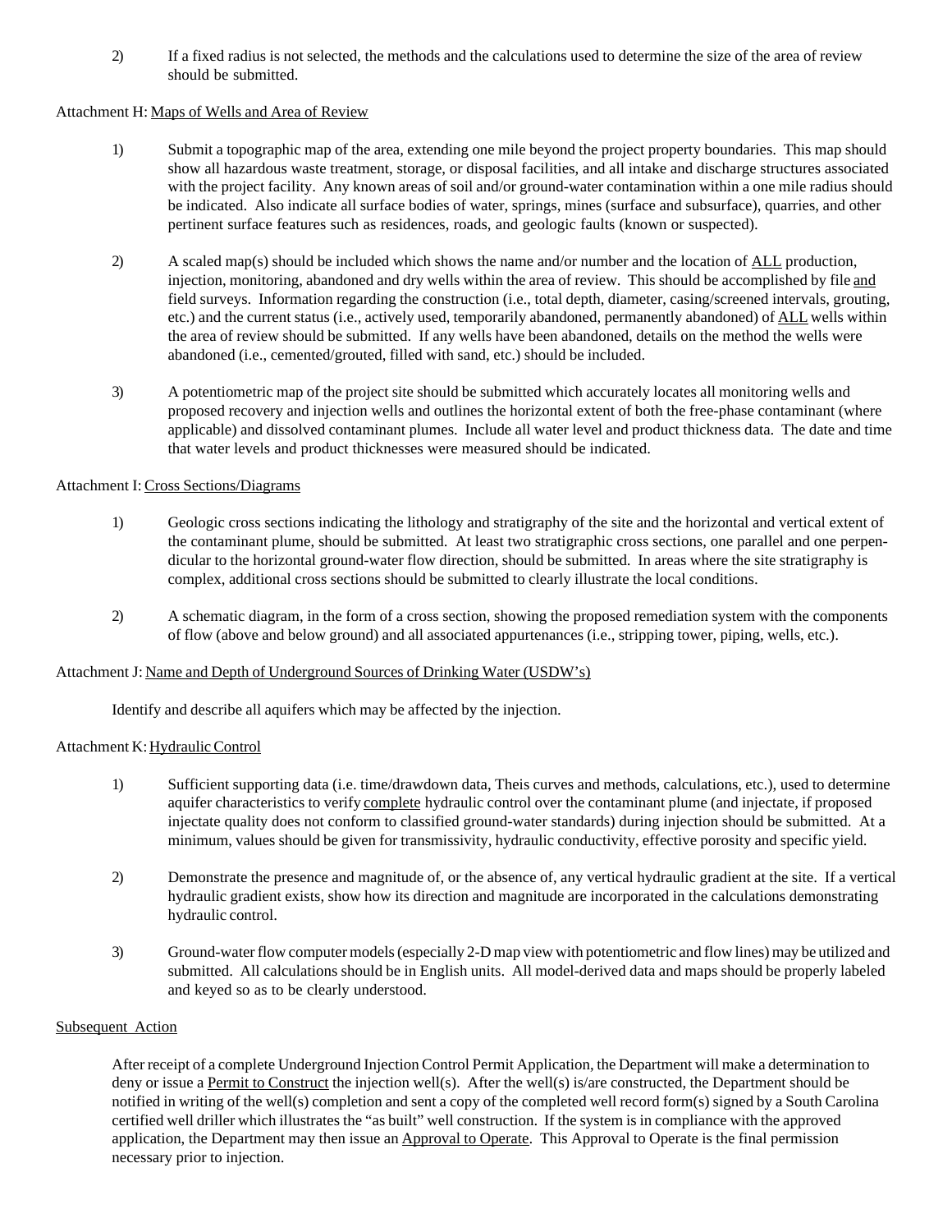2) If a fixed radius is not selected, the methods and the calculations used to determine the size of the area of review should be submitted.

Attachment H: Maps of Wells and Area of Review

1) Submit a topographic map of the area, extending one mile beyond the project property boundaries. This map should show all hazardous waste treatment, storage, or disposal facilities, and all intake and discharge structures associated with the project facility. Any known areas of soil and/or ground-water contamination within a one mile radius should be indicated. Also indicate all surface bodies of water, springs, mines (surface and subsurface), quarries, and other pertinent surface features such as residences, roads, and geologic faults (known or suspected).

2) A scaled map(s) should be included which shows the name and/or number and the location of ALL production, injection, monitoring, abandoned and dry wells within the area of review. This should be accomplished by file and field surveys. Information regarding the construction (i.e., total depth, diameter, casing/screened intervals, grouting, etc.) and the current status (i.e., actively used, temporarily abandoned, permanently abandoned) of ALL wells within the area of review should be submitted. If any wells have been abandoned, details on the method the wells were abandoned (i.e., cemented/grouted, filled with sand, etc.) should be included.

3) A potentiometric map of the project site should be submitted which accurately locates all monitoring wells and proposed recovery and injection wells and outlines the horizontal extent of both the free-phase contaminant (where applicable) and dissolved contaminant plumes. Include all water level and product thickness data. The date and time that water levels and product thicknesses were measured should be indicated.

Attachment I: Cross Sections/Diagrams

1) Geologic cross sections indicating the lithology and stratigraphy of the site and the horizontal and vertical extent of the contaminant plume, should be submitted. At least two stratigraphic cross sections, one parallel and one perpendicular to the horizontal ground-water flow direction, should be submitted. In areas where the site stratigraphy is complex, additional cross sections should be submitted to clearly illustrate the local conditions.

2) A schematic diagram, in the form of a cross section, showing the proposed remediation system with the components of flow (above and below ground) and all associated appurtenances (i.e., stripping tower, piping, wells, etc.).

Attachment J: Name and Depth of Underground Sources of Drinking Water (USDW's)

Identify and describe all aquifers which may be affected by the injection.

Attachment K: Hydraulic Control

1) Sufficient supporting data (i.e. time/drawdown data, Theis curves and methods, calculations, etc.), used to determine aquifer characteristics to verify complete hydraulic control over the contaminant plume (and injectate, if proposed injectate quality does not conform to classified ground-water standards) during injection should be submitted. At a minimum, values should be given for transmissivity, hydraulic conductivity, effective porosity and specific yield.

2) Demonstrate the presence and magnitude of, or the absence of, any vertical hydraulic gradient at the site. If a vertical hydraulic gradient exists, show how its direction and magnitude are incorporated in the calculations demonstrating hydraulic control.

3) Ground-water flow computer models (especially 2-D map view with potentiometric and flow lines) may be utilized and submitted. All calculations should be in English units. All model-derived data and maps should be properly labeled and keyed so as to be clearly understood.

Subsequent Action

After receipt of a complete Underground Injection Control Permit Application, the Department will make a determination to deny or issue a Permit to Construct the injection well(s). After the well(s) is/are constructed, the Department should be notified in writing of the well(s) completion and sent a copy of the completed well record form(s) signed by a South Carolina certified well driller which illustrates the "as built" well construction. If the system is in compliance with the approved application, the Department may then issue an Approval to Operate. This Approval to Operate is the final permission necessary prior to injection.